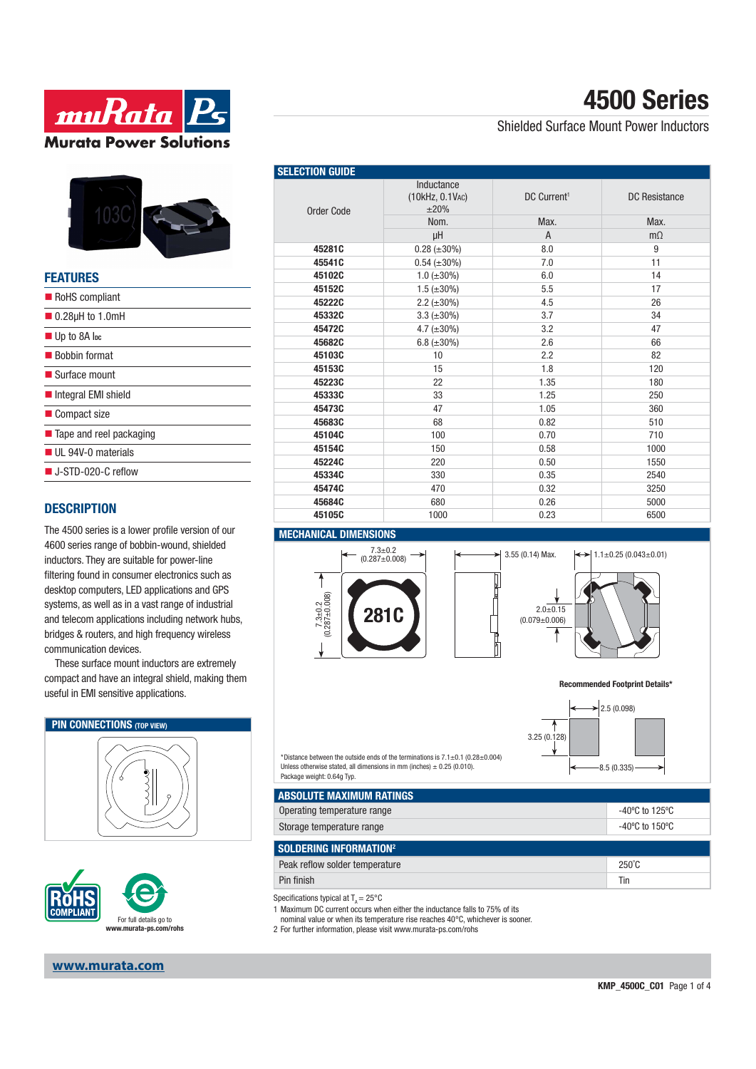# 4500 Series

Shielded Surface Mount Power Inductors

## FEATURES

- RoHS compliant
- 0.28µH to 1.0mH
- Up to 8A $I_{DC}$
- Bobbin format
- Surface mount
- Integral EMI shield
- Compact size
- Tape and reel packaging
- UL 94V-0 materials
- J-STD-020-C reflow

## DESCRIPTION

The 4500 series is a lower profile version of our 4600 series range of bobbin-wound, shielded inductors. They are suitable for power-line filtering found in consumer electronics such as desktop computers, LED applications and GPS systems, as well as in a vast range of applications including network hubs, bridges & routers, and high frequency wireless communication devices.

These surface mount inductors are extremely compact and have an integral shield, making them useful in EMI sensitive applications.

## PIN CONNECTIONS (TOP VIEW)

For full details go to www.murata-ps.com/rohs

## SELECTION GUIDE

| Order Code | Inductance (10kHz, 0.1$V_{AC}$) ±20% | DC Current[1] | DC Resistance |
|---|---|---|---|
| | Nom. | Max. | Max. |
| | µH | A | mΩ |
| 45281C | 0.28 (±30%) | 8.0 | 9 |
| 45541C | 0.54 (±30%) | 7.0 | 11 |
| 45102C | 1.0 (±30%) | 6.0 | 14 |
| 45152C | 1.5 (±30%) | 5.5 | 17 |
| 45222C | 2.2 (±30%) | 4.5 | 26 |
| 45332C | 3.3 (±30%) | 3.7 | 34 |
| 45472C | 4.7 (±30%) | 3.2 | 47 |
| 45682C | 6.8 (±30%) | 2.6 | 66 |
| 45103C | 10 | 2.2 | 82 |
| 45153C | 15 | 1.8 | 120 |
| 45223C | 22 | 1.35 | 180 |
| 45333C | 33 | 1.25 | 250 |
| 45473C | 47 | 1.05 | 360 |
| 45683C | 68 | 0.82 | 510 |
| 45104C | 100 | 0.70 | 710 |
| 45154C | 150 | 0.58 | 1000 |
| 45224C | 220 | 0.50 | 1550 |
| 45334C | 330 | 0.35 | 2540 |
| 45474C | 470 | 0.32 | 3250 |
| 45684C | 680 | 0.26 | 5000 |
| 45105C | 1000 | 0.23 | 6500 |

## MECHANICAL DIMENSIONS

7.3±0.2 (0.287±0.008)

7.3±0.2 (0.287±0.008)

281C

3.55 (0.14) Max.

1.1±0.25 (0.043±0.01)

2.0±0.15 (0.079±0.006)

**Recommended Footprint Details***

2.5 (0.098)

3.25 (0.128)

8.5 (0.335)

*Distance between the outside ends of the terminations is 7.1±0.1 (0.28±0.004)
Unless otherwise stated, all dimensions in mm (inches) ± 0.25 (0.010).
Package weight: 0.64g Typ.

## ABSOLUTE MAXIMUM RATINGS

| | |
|---|---|
| Operating temperature range | -40°C to 125°C |
| Storage temperature range | -40°C to 150°C |

## SOLDERING INFORMATION[2]

| | |
|---|---|
| Peak reflow solder temperature | 250°C |
| Pin finish | Tin |

Specifications typical at $T_A$ = 25°C

1 Maximum DC current occurs when either the inductance falls to 75% of its nominal value or when its temperature rise reaches 40°C, whichever is sooner.

2 For further information, please visit www.murata-ps.com/rohs

www.murata.com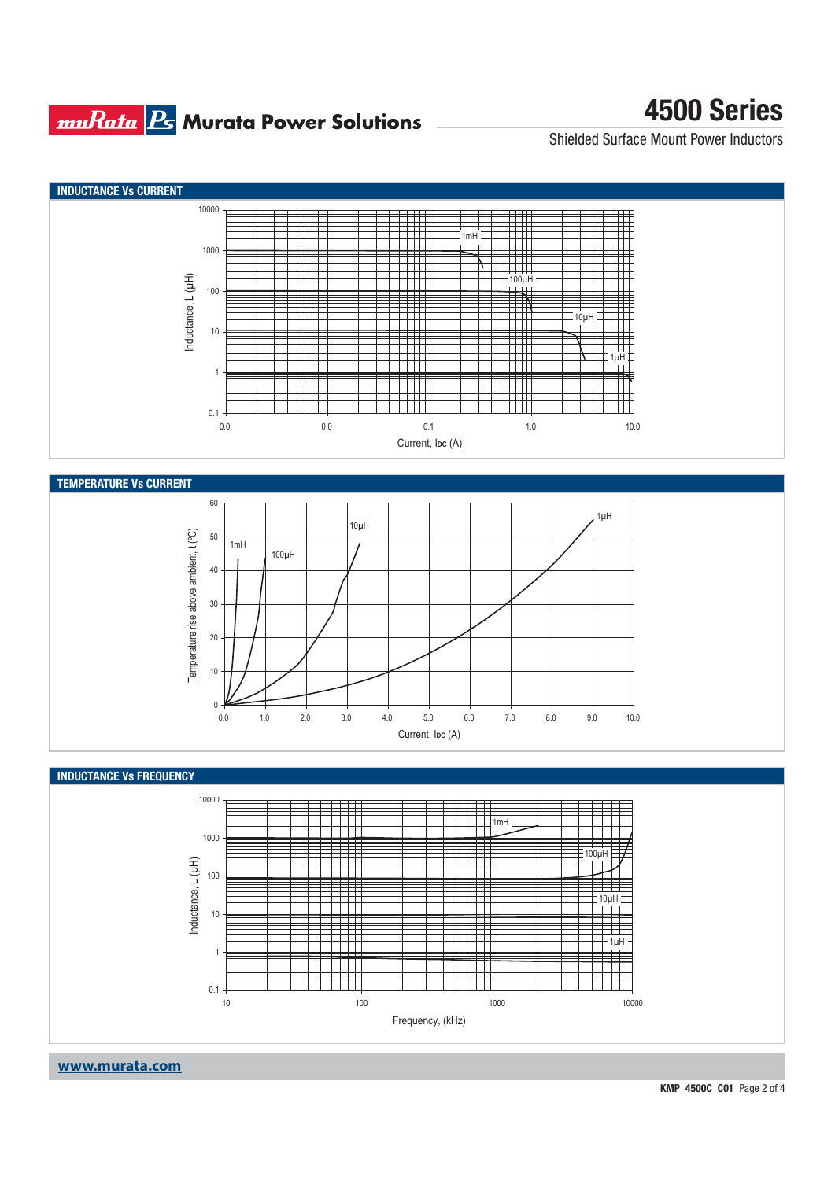## INDUCTANCE Vs CURRENT

Inductance, L (µH)

10000, 1000, 100, 10, 1, 0.1

1mH, 100µH, 10µH, 1µH

0.0, 0.0, 0.1, 1.0, 10.0

Current, $I_{DC}$ (A)

## TEMPERATURE Vs CURRENT

Temperature rise above ambient, t (ºC)

60, 50, 40, 30, 20, 10, 0

1mH, 100µH, 10µH, 1µH

0.0, 1.0, 2.0, 3.0, 4.0, 5.0, 6.0, 7.0, 8.0, 9.0, 10.0

Current, $I_{DC}$ (A)

## INDUCTANCE Vs FREQUENCY

Inductance, L (µH)

10000, 1000, 100, 10, 1, 0.1

1mH, 100µH, 10µH, 1µH

10, 100, 1000, 10000

Frequency, (kHz)

www.murata.com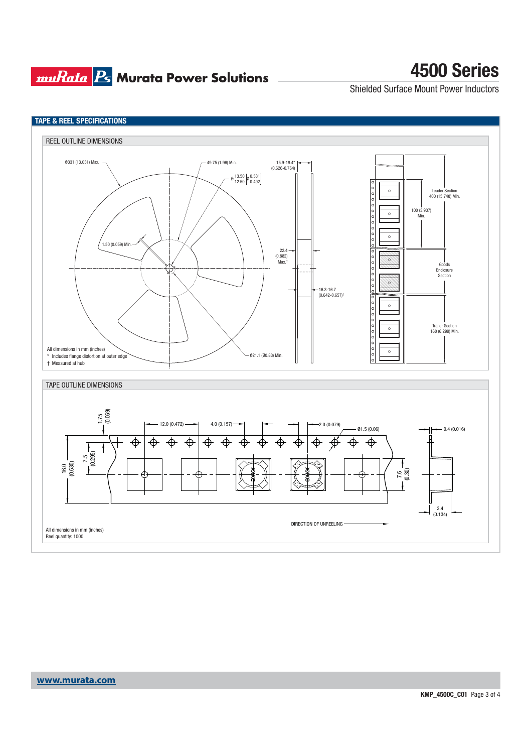## TAPE & REEL SPECIFICATIONS

### REEL OUTLINE DIMENSIONS

Ø331 (13.031) Max.

49.75 (1.96) Min.

Ø 13.50 / 12.50 [Ø 0.531 / 0.492]

15.9-19.4* (0.626-0.764)

1.50 (0.059) Min.

22.4 (0.882) Max.†

16.3-16.7 (0.642-0.657)†

Ø21.1 (Ø0.83) Min.

Leader Section 400 (15.748) Min.

100 (3.937) Min.

Goods Enclosure Section

Trailer Section 160 (6.299) Min.

All dimensions in mm (inches)

\* Includes flange distortion at outer edge

† Measured at hub

### TAPE OUTLINE DIMENSIONS

1.75 (0.069)

12.0 (0.472)

4.0 (0.157)

2.0 (0.079)

Ø1.5 (0.06)

0.4 (0.016)

16.0 (0.630)

7.5 (0.295)

7.6 (0.30)

3.4 (0.134)

DIRECTION OF UNREELING

All dimensions in mm (inches)

Reel quantity: 1000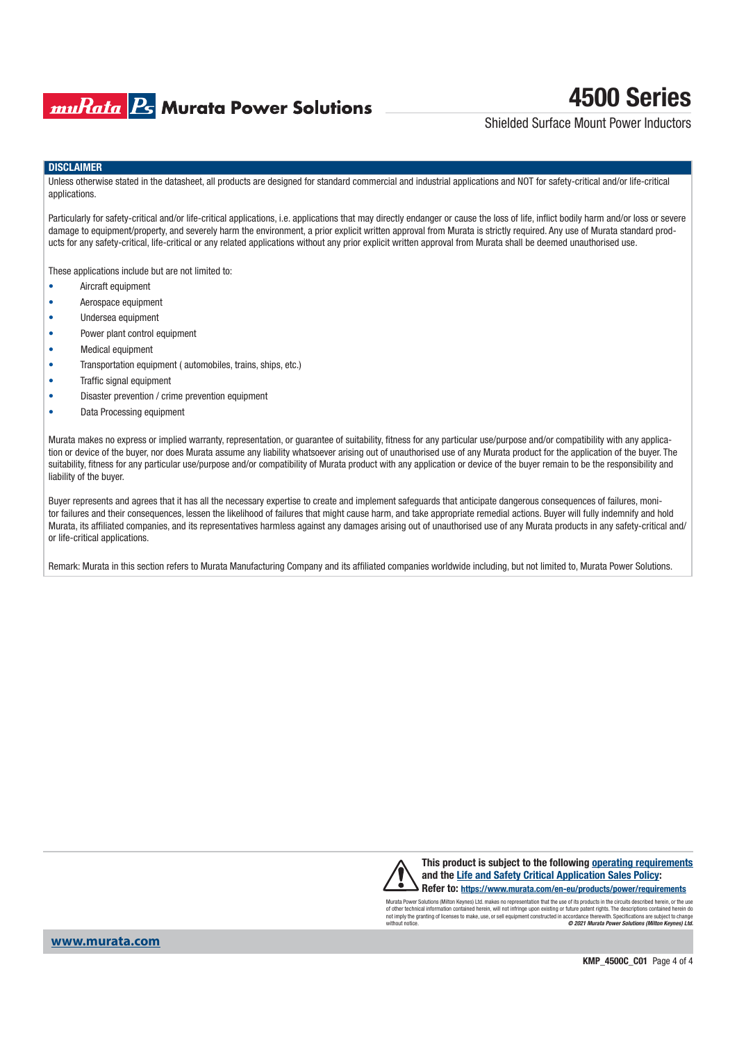## DISCLAIMER

Unless otherwise stated in the datasheet, all products are designed for standard commercial and industrial applications and NOT for safety-critical and/or life-critical applications.

Particularly for safety-critical and/or life-critical applications, i.e. applications that may directly endanger or cause the loss of life, inflict bodily harm and/or loss or severe damage to equipment/property, and severely harm the environment, a prior explicit written approval from Murata is strictly required. Any use of Murata standard products for any safety-critical, life-critical or any related applications without any prior explicit written approval from Murata shall be deemed unauthorised use.

These applications include but are not limited to:

- Aircraft equipment
- Aerospace equipment
- Undersea equipment
- Power plant control equipment
- Medical equipment
- Transportation equipment ( automobiles, trains, ships, etc.)
- Traffic signal equipment
- Disaster prevention / crime prevention equipment
- Data Processing equipment

Murata makes no express or implied warranty, representation, or guarantee of suitability, fitness for any particular use/purpose and/or compatibility with any application or device of the buyer, nor does Murata assume any liability whatsoever arising out of unauthorised use of any Murata product for the application of the buyer. The suitability, fitness for any particular use/purpose and/or compatibility of Murata product with any application or device of the buyer remain to be the responsibility and liability of the buyer.

Buyer represents and agrees that it has all the necessary expertise to create and implement safeguards that anticipate dangerous consequences of failures, monitor failures and their consequences, lessen the likelihood of failures that might cause harm, and take appropriate remedial actions. Buyer will fully indemnify and hold Murata, its affiliated companies, and its representatives harmless against any damages arising out of unauthorised use of any Murata products in any safety-critical and/or life-critical applications.

Remark: Murata in this section refers to Murata Manufacturing Company and its affiliated companies worldwide including, but not limited to, Murata Power Solutions.

**This product is subject to the following operating requirements and the Life and Safety Critical Application Sales Policy:**
**Refer to: https://www.murata.com/en-eu/products/power/requirements**

Murata Power Solutions (Milton Keynes) Ltd. makes no representation that the use of its products in the circuits described herein, or the use of other technical information contained herein, will not infringe upon existing or future patent rights. The descriptions contained herein do not imply the granting of licenses to make, use, or sell equipment constructed in accordance therewith. Specifications are subject to change without notice. ***© 2021 Murata Power Solutions (Milton Keynes) Ltd.***